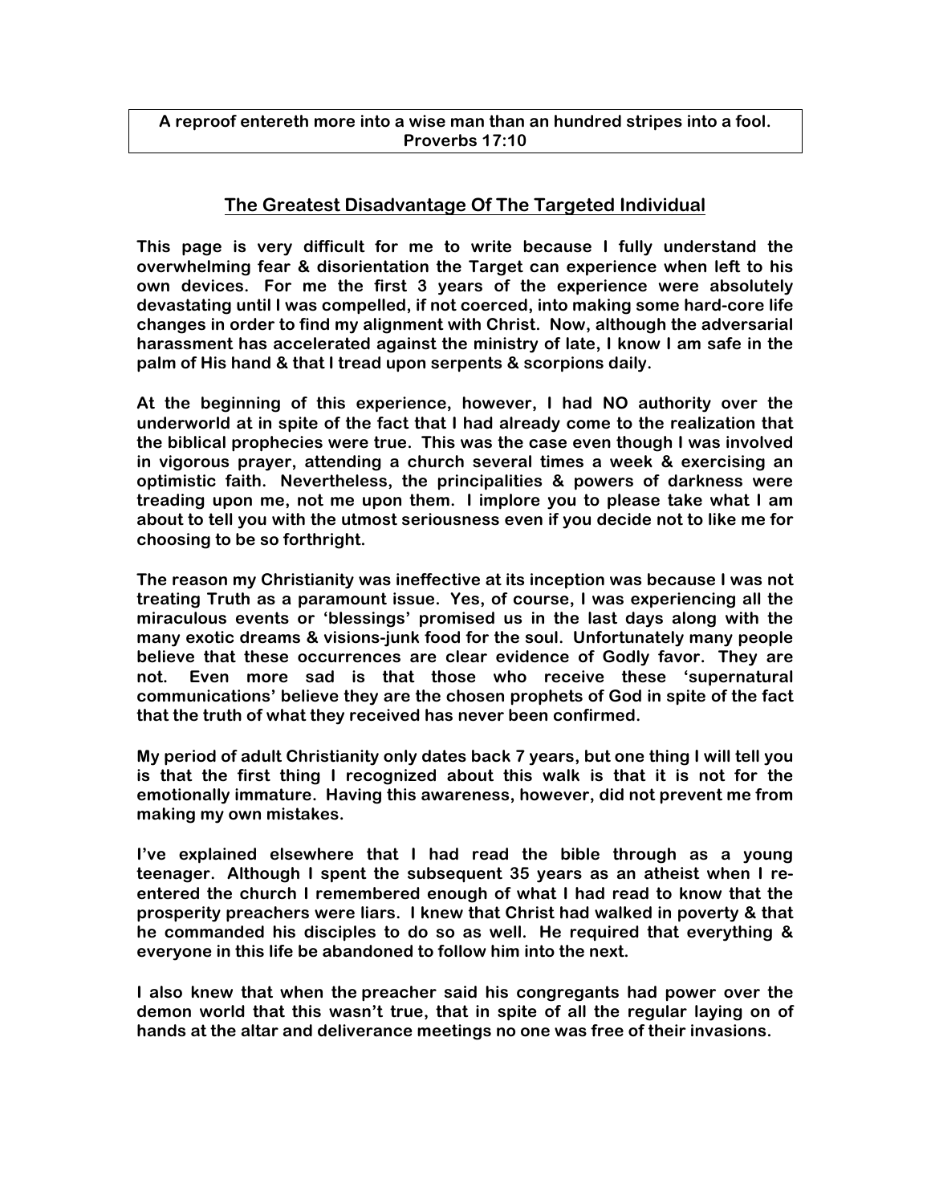**A reproof entereth more into a wise man than an hundred stripes into a fool.**
**Proverbs 17:10**

## The Greatest Disadvantage Of The Targeted Individual

**This page is very difficult for me to write because I fully understand the overwhelming fear & disorientation the Target can experience when left to his own devices. For me the first 3 years of the experience were absolutely devastating until I was compelled, if not coerced, into making some hard-core life changes in order to find my alignment with Christ. Now, although the adversarial harassment has accelerated against the ministry of late, I know I am safe in the palm of His hand & that I tread upon serpents & scorpions daily.**

**At the beginning of this experience, however, I had NO authority over the underworld at in spite of the fact that I had already come to the realization that the biblical prophecies were true. This was the case even though I was involved in vigorous prayer, attending a church several times a week & exercising an optimistic faith. Nevertheless, the principalities & powers of darkness were treading upon me, not me upon them. I implore you to please take what I am about to tell you with the utmost seriousness even if you decide not to like me for choosing to be so forthright.**

**The reason my Christianity was ineffective at its inception was because I was not treating Truth as a paramount issue. Yes, of course, I was experiencing all the miraculous events or 'blessings' promised us in the last days along with the many exotic dreams & visions-junk food for the soul. Unfortunately many people believe that these occurrences are clear evidence of Godly favor. They are not. Even more sad is that those who receive these 'supernatural communications' believe they are the chosen prophets of God in spite of the fact that the truth of what they received has never been confirmed.**

**My period of adult Christianity only dates back 7 years, but one thing I will tell you is that the first thing I recognized about this walk is that it is not for the emotionally immature. Having this awareness, however, did not prevent me from making my own mistakes.**

**I've explained elsewhere that I had read the bible through as a young teenager. Although I spent the subsequent 35 years as an atheist when I re-entered the church I remembered enough of what I had read to know that the prosperity preachers were liars. I knew that Christ had walked in poverty & that he commanded his disciples to do so as well. He required that everything & everyone in this life be abandoned to follow him into the next.**

**I also knew that when the preacher said his congregants had power over the demon world that this wasn't true, that in spite of all the regular laying on of hands at the altar and deliverance meetings no one was free of their invasions.**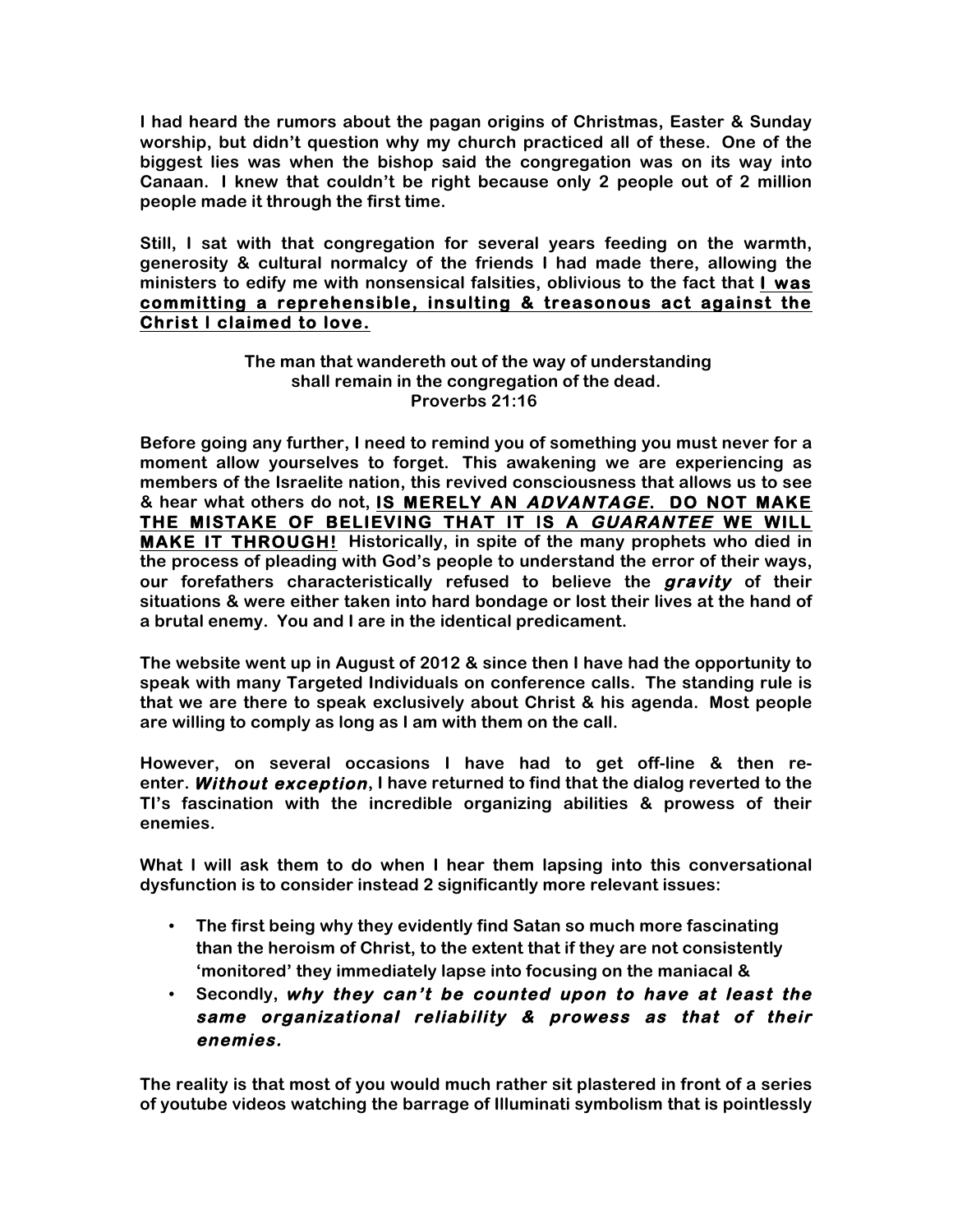**I had heard the rumors about the pagan origins of Christmas, Easter & Sunday worship, but didn't question why my church practiced all of these. One of the biggest lies was when the bishop said the congregation was on its way into Canaan. I knew that couldn't be right because only 2 people out of 2 million people made it through the first time.**

**Still, I sat with that congregation for several years feeding on the warmth, generosity & cultural normalcy of the friends I had made there, allowing the ministers to edify me with nonsensical falsities, oblivious to the fact that <u>I was committing a reprehensible, insulting & treasonous act against the Christ I claimed to love.</u>**

<center>

**The man that wandereth out of the way of understanding shall remain in the congregation of the dead.**
**Proverbs 21:16**

</center>

**Before going any further, I need to remind you of something you must never for a moment allow yourselves to forget. This awakening we are experiencing as members of the Israelite nation, this revived consciousness that allows us to see & hear what others do not, <u>IS MERELY AN *ADVANTAGE*. DO NOT MAKE THE MISTAKE OF BELIEVING THAT IT IS A *GUARANTEE* WE WILL MAKE IT THROUGH!</u> Historically, in spite of the many prophets who died in the process of pleading with God's people to understand the error of their ways, our forefathers characteristically refused to believe the *gravity* of their situations & were either taken into hard bondage or lost their lives at the hand of a brutal enemy. You and I are in the identical predicament.**

**The website went up in August of 2012 & since then I have had the opportunity to speak with many Targeted Individuals on conference calls. The standing rule is that we are there to speak exclusively about Christ & his agenda. Most people are willing to comply as long as I am with them on the call.**

**However, on several occasions I have had to get off-line & then re-enter. *Without exception*, I have returned to find that the dialog reverted to the TI's fascination with the incredible organizing abilities & prowess of their enemies.**

**What I will ask them to do when I hear them lapsing into this conversational dysfunction is to consider instead 2 significantly more relevant issues:**

- **The first being why they evidently find Satan so much more fascinating than the heroism of Christ, to the extent that if they are not consistently 'monitored' they immediately lapse into focusing on the maniacal &**
- **Secondly, *why they can't be counted upon to have at least the same organizational reliability & prowess as that of their enemies.***

**The reality is that most of you would much rather sit plastered in front of a series of youtube videos watching the barrage of Illuminati symbolism that is pointlessly**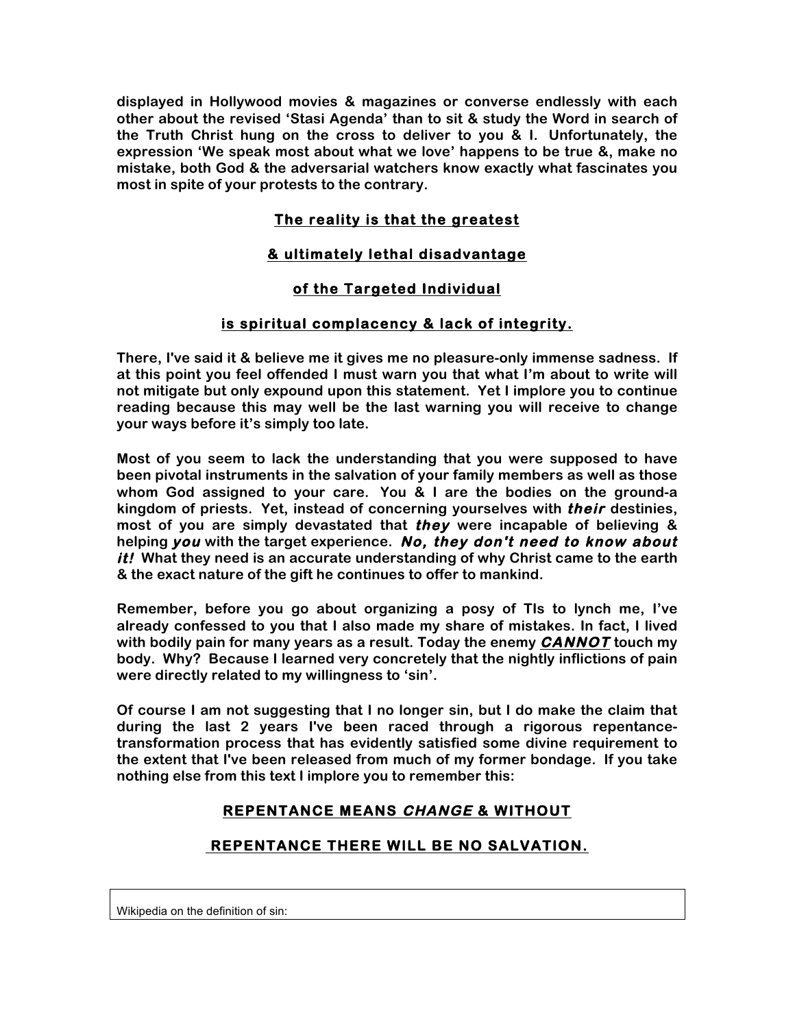**displayed in Hollywood movies & magazines or converse endlessly with each other about the revised 'Stasi Agenda' than to sit & study the Word in search of the Truth Christ hung on the cross to deliver to you & I. Unfortunately, the expression 'We speak most about what we love' happens to be true &, make no mistake, both God & the adversarial watchers know exactly what fascinates you most in spite of your protests to the contrary.**

**<u>The reality is that the greatest</u>**

**<u>& ultimately lethal disadvantage</u>**

**<u>of the Targeted Individual</u>**

**<u>is spiritual complacency & lack of integrity.</u>**

**There, I've said it & believe me it gives me no pleasure-only immense sadness. If at this point you feel offended I must warn you that what I'm about to write will not mitigate but only expound upon this statement. Yet I implore you to continue reading because this may well be the last warning you will receive to change your ways before it's simply too late.**

**Most of you seem to lack the understanding that you were supposed to have been pivotal instruments in the salvation of your family members as well as those whom God assigned to your care. You & I are the bodies on the ground-a kingdom of priests. Yet, instead of concerning yourselves with *their* destinies, most of you are simply devastated that *they* were incapable of believing & helping *you* with the target experience. *No, they don't need to know about it!* What they need is an accurate understanding of why Christ came to the earth & the exact nature of the gift he continues to offer to mankind.**

**Remember, before you go about organizing a posy of TIs to lynch me, I've already confessed to you that I also made my share of mistakes. In fact, I lived with bodily pain for many years as a result. Today the enemy <u>*CANNOT*</u> touch my body. Why? Because I learned very concretely that the nightly inflictions of pain were directly related to my willingness to 'sin'.**

**Of course I am not suggesting that I no longer sin, but I do make the claim that during the last 2 years I've been raced through a rigorous repentance-transformation process that has evidently satisfied some divine requirement to the extent that I've been released from much of my former bondage. If you take nothing else from this text I implore you to remember this:**

**<u>REPENTANCE MEANS *CHANGE* & WITHOUT</u>**

**<u>REPENTANCE THERE WILL BE NO SALVATION.</u>**

Wikipedia on the definition of sin: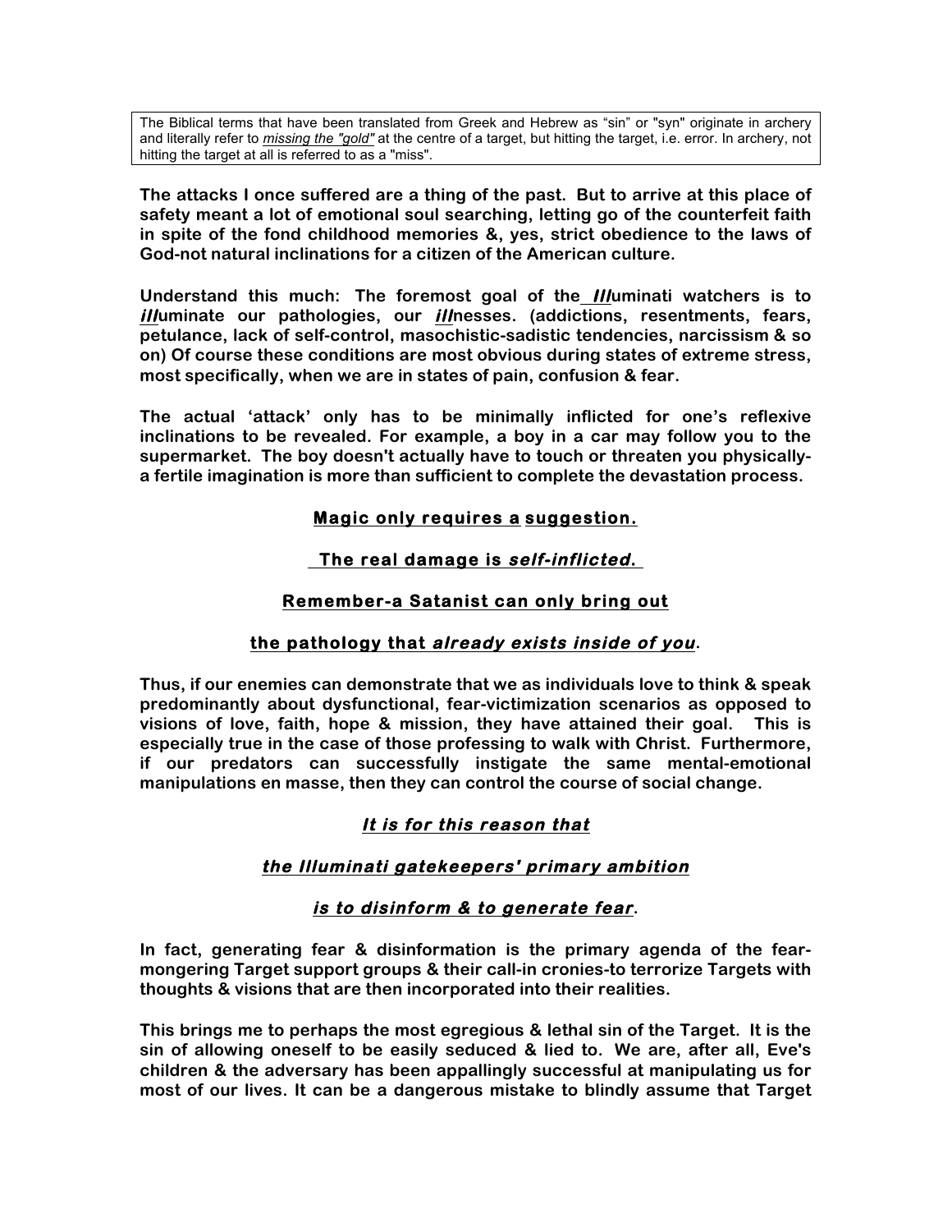The Biblical terms that have been translated from Greek and Hebrew as "sin" or "syn" originate in archery and literally refer to *missing the "gold"* at the centre of a target, but hitting the target, i.e. error. In archery, not hitting the target at all is referred to as a "miss".

**The attacks I once suffered are a thing of the past. But to arrive at this place of safety meant a lot of emotional soul searching, letting go of the counterfeit faith in spite of the fond childhood memories &, yes, strict obedience to the laws of God-not natural inclinations for a citizen of the American culture.**

**Understand this much: The foremost goal of the *Ill*uminati watchers is to *ill*uminate our pathologies, our *ill*nesses. (addictions, resentments, fears, petulance, lack of self-control, masochistic-sadistic tendencies, narcissism & so on) Of course these conditions are most obvious during states of extreme stress, most specifically, when we are in states of pain, confusion & fear.**

**The actual 'attack' only has to be minimally inflicted for one's reflexive inclinations to be revealed. For example, a boy in a car may follow you to the supermarket. The boy doesn't actually have to touch or threaten you physically-a fertile imagination is more than sufficient to complete the devastation process.**

**Magic only requires a suggestion.**

**The real damage is *self-inflicted*.**

**Remember-a Satanist can only bring out**

**the pathology that *already exists inside of you*.**

**Thus, if our enemies can demonstrate that we as individuals love to think & speak predominantly about dysfunctional, fear-victimization scenarios as opposed to visions of love, faith, hope & mission, they have attained their goal. This is especially true in the case of those professing to walk with Christ. Furthermore, if our predators can successfully instigate the same mental-emotional manipulations en masse, then they can control the course of social change.**

***It is for this reason that***

***the Illuminati gatekeepers' primary ambition***

***is to disinform & to generate fear*.**

**In fact, generating fear & disinformation is the primary agenda of the fear-mongering Target support groups & their call-in cronies-to terrorize Targets with thoughts & visions that are then incorporated into their realities.**

**This brings me to perhaps the most egregious & lethal sin of the Target. It is the sin of allowing oneself to be easily seduced & lied to. We are, after all, Eve's children & the adversary has been appallingly successful at manipulating us for most of our lives. It can be a dangerous mistake to blindly assume that Target**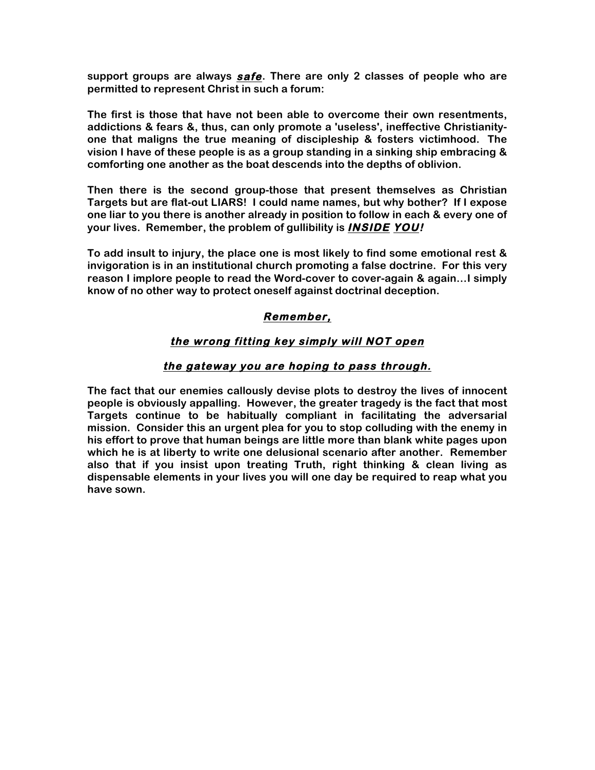**support groups are always *safe*. There are only 2 classes of people who are permitted to represent Christ in such a forum:**

**The first is those that have not been able to overcome their own resentments, addictions & fears &, thus, can only promote a 'useless', ineffective Christianity-one that maligns the true meaning of discipleship & fosters victimhood. The vision I have of these people is as a group standing in a sinking ship embracing & comforting one another as the boat descends into the depths of oblivion.**

**Then there is the second group-those that present themselves as Christian Targets but are flat-out LIARS! I could name names, but why bother? If I expose one liar to you there is another already in position to follow in each & every one of your lives. Remember, the problem of gullibility is *INSIDE YOU!***

**To add insult to injury, the place one is most likely to find some emotional rest & invigoration is in an institutional church promoting a false doctrine. For this very reason I implore people to read the Word-cover to cover-again & again…I simply know of no other way to protect oneself against doctrinal deception.**

***Remember,***

***the wrong fitting key simply will NOT open***

***the gateway you are hoping to pass through.***

**The fact that our enemies callously devise plots to destroy the lives of innocent people is obviously appalling. However, the greater tragedy is the fact that most Targets continue to be habitually compliant in facilitating the adversarial mission. Consider this an urgent plea for you to stop colluding with the enemy in his effort to prove that human beings are little more than blank white pages upon which he is at liberty to write one delusional scenario after another. Remember also that if you insist upon treating Truth, right thinking & clean living as dispensable elements in your lives you will one day be required to reap what you have sown.**